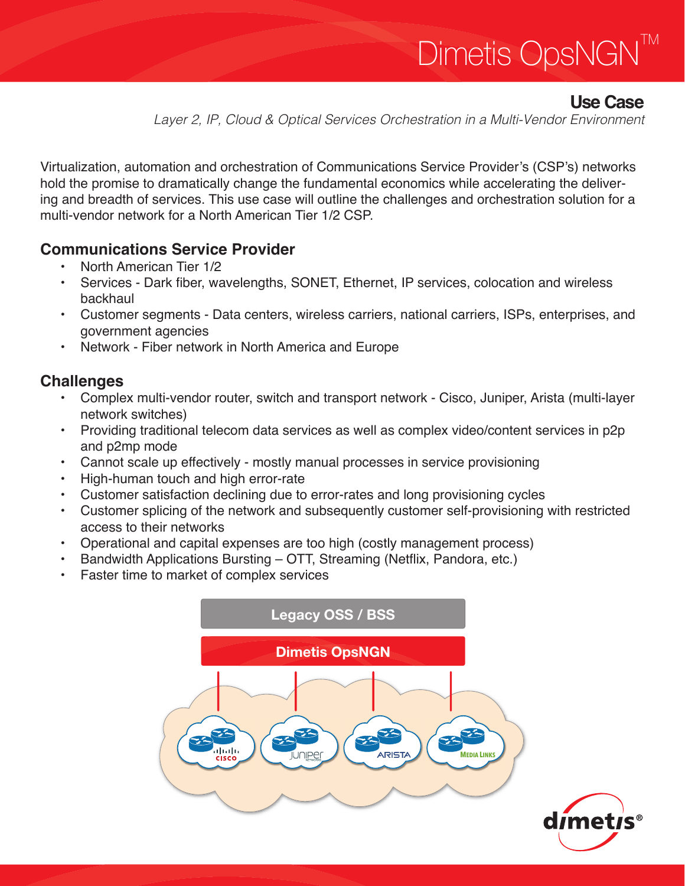# Dimetis OpsNGN™

## Use Case

*Layer 2, IP, Cloud & Optical Services Orchestration in a Multi-Vendor Environment*

Virtualization, automation and orchestration of Communications Service Provider's (CSP's) networks hold the promise to dramatically change the fundamental economics while accelerating the delivering and breadth of services. This use case will outline the challenges and orchestration solution for a multi-vendor network for a North American Tier 1/2 CSP.

### Communications Service Provider

- North American Tier 1/2
- Services - Dark fiber, wavelengths, SONET, Ethernet, IP services, colocation and wireless backhaul
- Customer segments - Data centers, wireless carriers, national carriers, ISPs, enterprises, and government agencies
- Network - Fiber network in North America and Europe

### Challenges

- Complex multi-vendor router, switch and transport network - Cisco, Juniper, Arista (multi-layer network switches)
- Providing traditional telecom data services as well as complex video/content services in p2p and p2mp mode
- Cannot scale up effectively - mostly manual processes in service provisioning
- High-human touch and high error-rate
- Customer satisfaction declining due to error-rates and long provisioning cycles
- Customer splicing of the network and subsequently customer self-provisioning with restricted access to their networks
- Operational and capital expenses are too high (costly management process)
- Bandwidth Applications Bursting – OTT, Streaming (Netflix, Pandora, etc.)
- Faster time to market of complex services

Legacy OSS / BSS

Dimetis OpsNGN

CISCO | JUNIPER | ARISTA | MEDIA LINKS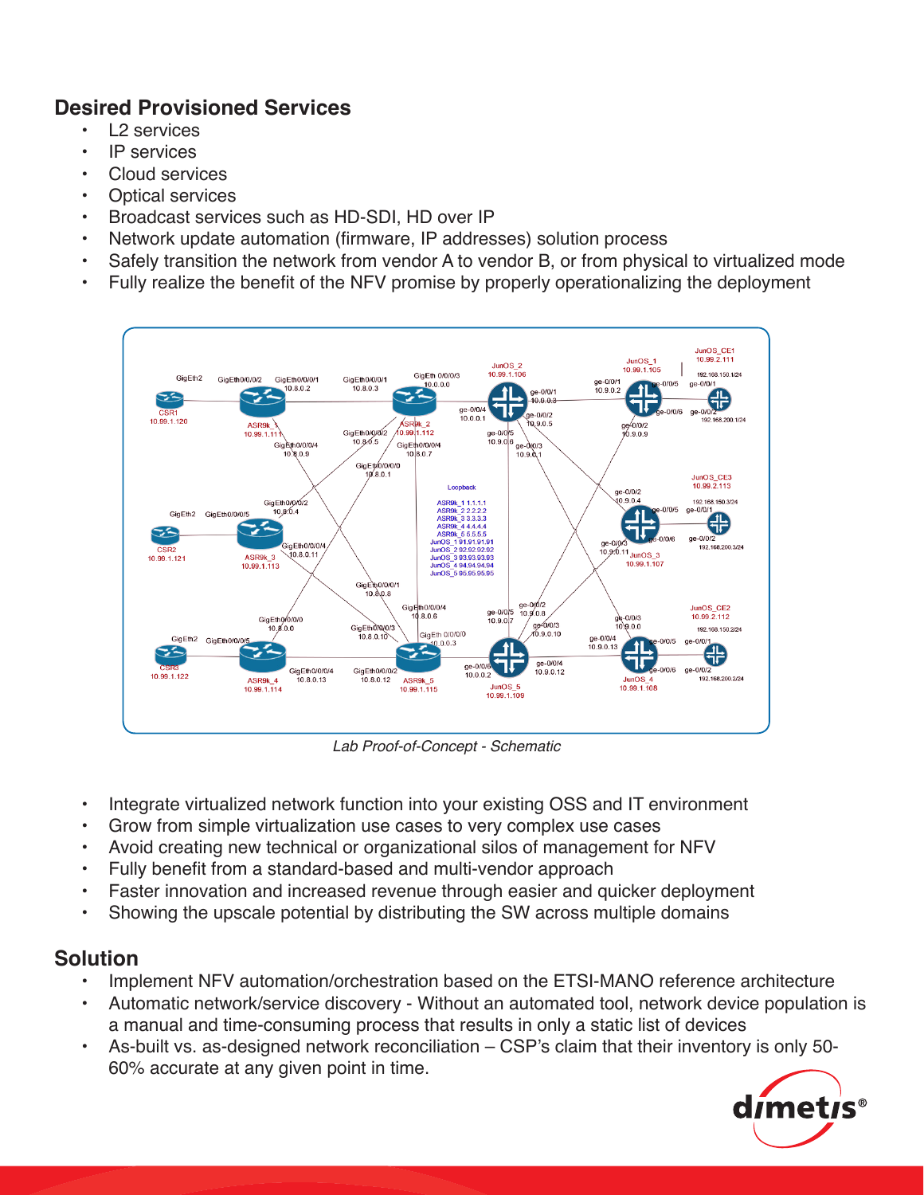## Desired Provisioned Services

- L2 services
- IP services
- Cloud services
- Optical services
- Broadcast services such as HD-SDI, HD over IP
- Network update automation (firmware, IP addresses) solution process
- Safely transition the network from vendor A to vendor B, or from physical to virtualized mode
- Fully realize the benefit of the NFV promise by properly operationalizing the deployment

*Lab Proof-of-Concept - Schematic*

- Integrate virtualized network function into your existing OSS and IT environment
- Grow from simple virtualization use cases to very complex use cases
- Avoid creating new technical or organizational silos of management for NFV
- Fully benefit from a standard-based and multi-vendor approach
- Faster innovation and increased revenue through easier and quicker deployment
- Showing the upscale potential by distributing the SW across multiple domains

## Solution

- Implement NFV automation/orchestration based on the ETSI-MANO reference architecture
- Automatic network/service discovery - Without an automated tool, network device population is a manual and time-consuming process that results in only a static list of devices
- As-built vs. as-designed network reconciliation – CSP's claim that their inventory is only 50-60% accurate at any given point in time.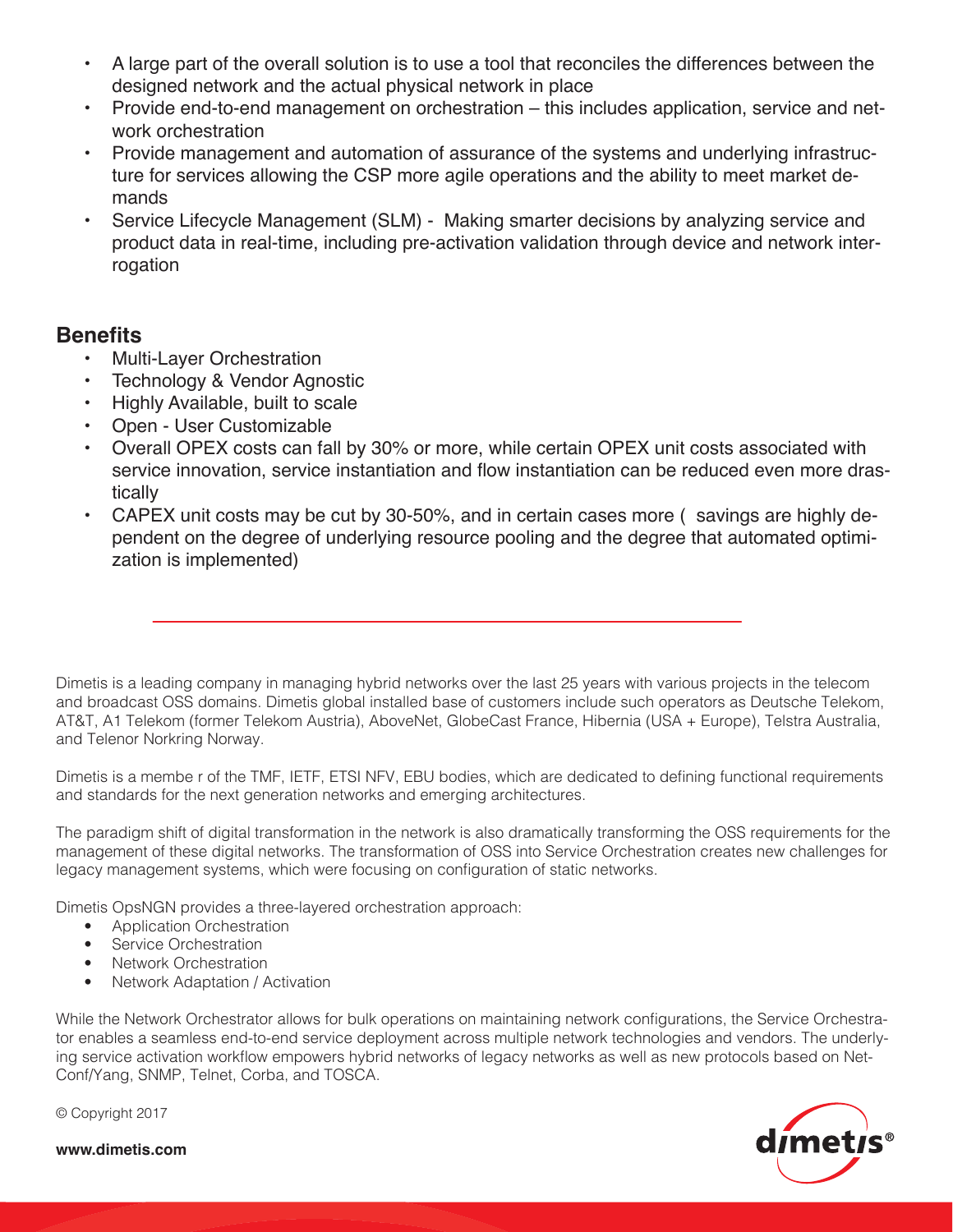- A large part of the overall solution is to use a tool that reconciles the differences between the designed network and the actual physical network in place
- Provide end-to-end management on orchestration – this includes application, service and network orchestration
- Provide management and automation of assurance of the systems and underlying infrastructure for services allowing the CSP more agile operations and the ability to meet market demands
- Service Lifecycle Management (SLM) - Making smarter decisions by analyzing service and product data in real-time, including pre-activation validation through device and network interrogation

## Benefits

- Multi-Layer Orchestration
- Technology & Vendor Agnostic
- Highly Available, built to scale
- Open - User Customizable
- Overall OPEX costs can fall by 30% or more, while certain OPEX unit costs associated with service innovation, service instantiation and flow instantiation can be reduced even more drastically
- CAPEX unit costs may be cut by 30-50%, and in certain cases more ( savings are highly dependent on the degree of underlying resource pooling and the degree that automated optimization is implemented)

---

Dimetis is a leading company in managing hybrid networks over the last 25 years with various projects in the telecom and broadcast OSS domains. Dimetis global installed base of customers include such operators as Deutsche Telekom, AT&T, A1 Telekom (former Telekom Austria), AboveNet, GlobeCast France, Hibernia (USA + Europe), Telstra Australia, and Telenor Norkring Norway.

Dimetis is a membe r of the TMF, IETF, ETSI NFV, EBU bodies, which are dedicated to defining functional requirements and standards for the next generation networks and emerging architectures.

The paradigm shift of digital transformation in the network is also dramatically transforming the OSS requirements for the management of these digital networks. The transformation of OSS into Service Orchestration creates new challenges for legacy management systems, which were focusing on configuration of static networks.

Dimetis OpsNGN provides a three-layered orchestration approach:

- Application Orchestration
- Service Orchestration
- Network Orchestration
- Network Adaptation / Activation

While the Network Orchestrator allows for bulk operations on maintaining network configurations, the Service Orchestrator enables a seamless end-to-end service deployment across multiple network technologies and vendors. The underlying service activation workflow empowers hybrid networks of legacy networks as well as new protocols based on NetConf/Yang, SNMP, Telnet, Corba, and TOSCA.

© Copyright 2017

**www.dimetis.com**